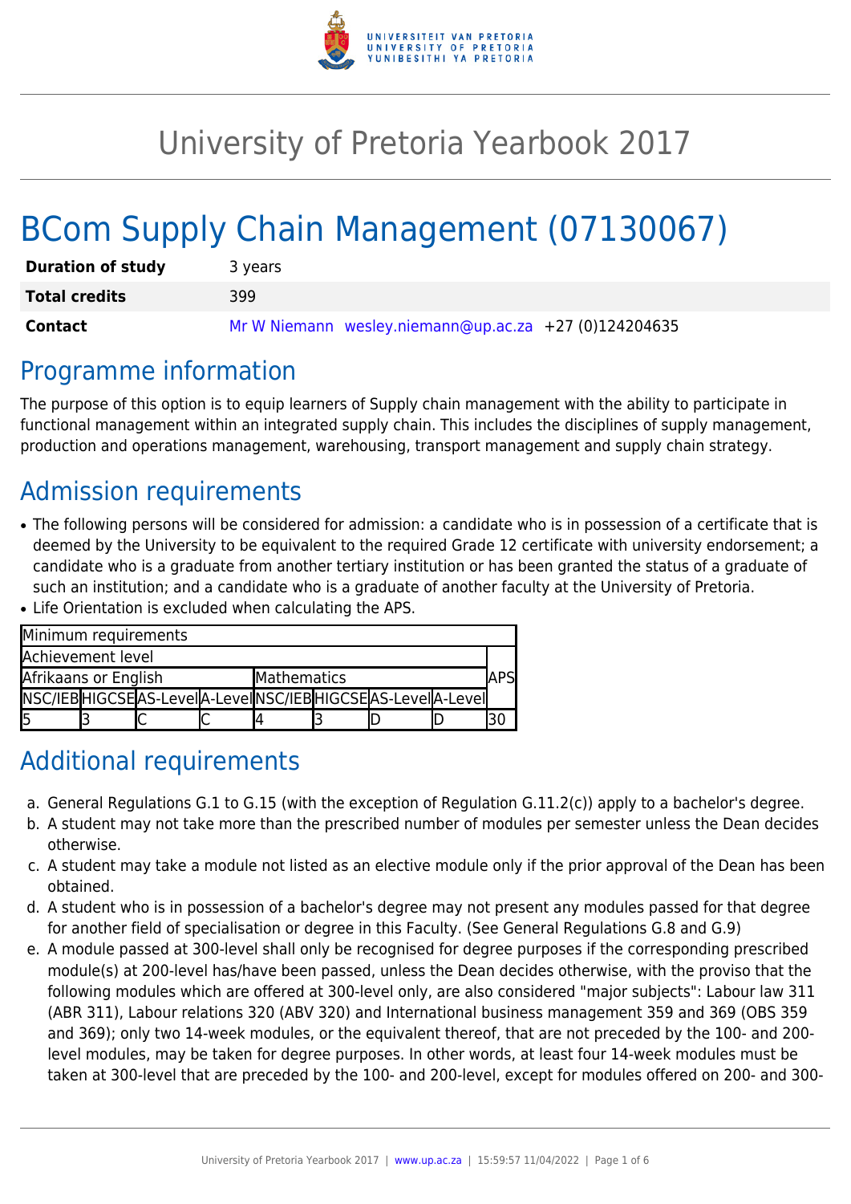# University of Pretoria Yearbook 2017

# BCom Supply Chain Management (07130067)

| | |
|---|---|
| **Duration of study** | 3 years |
| **Total credits** | 399 |
| **Contact** | Mr W Niemann wesley.niemann@up.ac.za +27 (0)124204635 |

## Programme information

The purpose of this option is to equip learners of Supply chain management with the ability to participate in functional management within an integrated supply chain. This includes the disciplines of supply management, production and operations management, warehousing, transport management and supply chain strategy.

## Admission requirements

- The following persons will be considered for admission: a candidate who is in possession of a certificate that is deemed by the University to be equivalent to the required Grade 12 certificate with university endorsement; a candidate who is a graduate from another tertiary institution or has been granted the status of a graduate of such an institution; and a candidate who is a graduate of another faculty at the University of Pretoria.
- Life Orientation is excluded when calculating the APS.

| Minimum requirements | | | | | | | | |
|---|---|---|---|---|---|---|---|---|
| Achievement level | | | | | | | | APS |
| Afrikaans or English | | | | Mathematics | | | | |
| NSC/IEB | HIGCSE | AS-Level | A-Level | NSC/IEB | HIGCSE | AS-Level | A-Level | |
| 5 | 3 | C | C | 4 | 3 | D | D | 30 |

## Additional requirements

a. General Regulations G.1 to G.15 (with the exception of Regulation G.11.2(c)) apply to a bachelor's degree.

b. A student may not take more than the prescribed number of modules per semester unless the Dean decides otherwise.

c. A student may take a module not listed as an elective module only if the prior approval of the Dean has been obtained.

d. A student who is in possession of a bachelor's degree may not present any modules passed for that degree for another field of specialisation or degree in this Faculty. (See General Regulations G.8 and G.9)

e. A module passed at 300-level shall only be recognised for degree purposes if the corresponding prescribed module(s) at 200-level has/have been passed, unless the Dean decides otherwise, with the proviso that the following modules which are offered at 300-level only, are also considered "major subjects": Labour law 311 (ABR 311), Labour relations 320 (ABV 320) and International business management 359 and 369 (OBS 359 and 369); only two 14-week modules, or the equivalent thereof, that are not preceded by the 100- and 200-level modules, may be taken for degree purposes. In other words, at least four 14-week modules must be taken at 300-level that are preceded by the 100- and 200-level, except for modules offered on 200- and 300-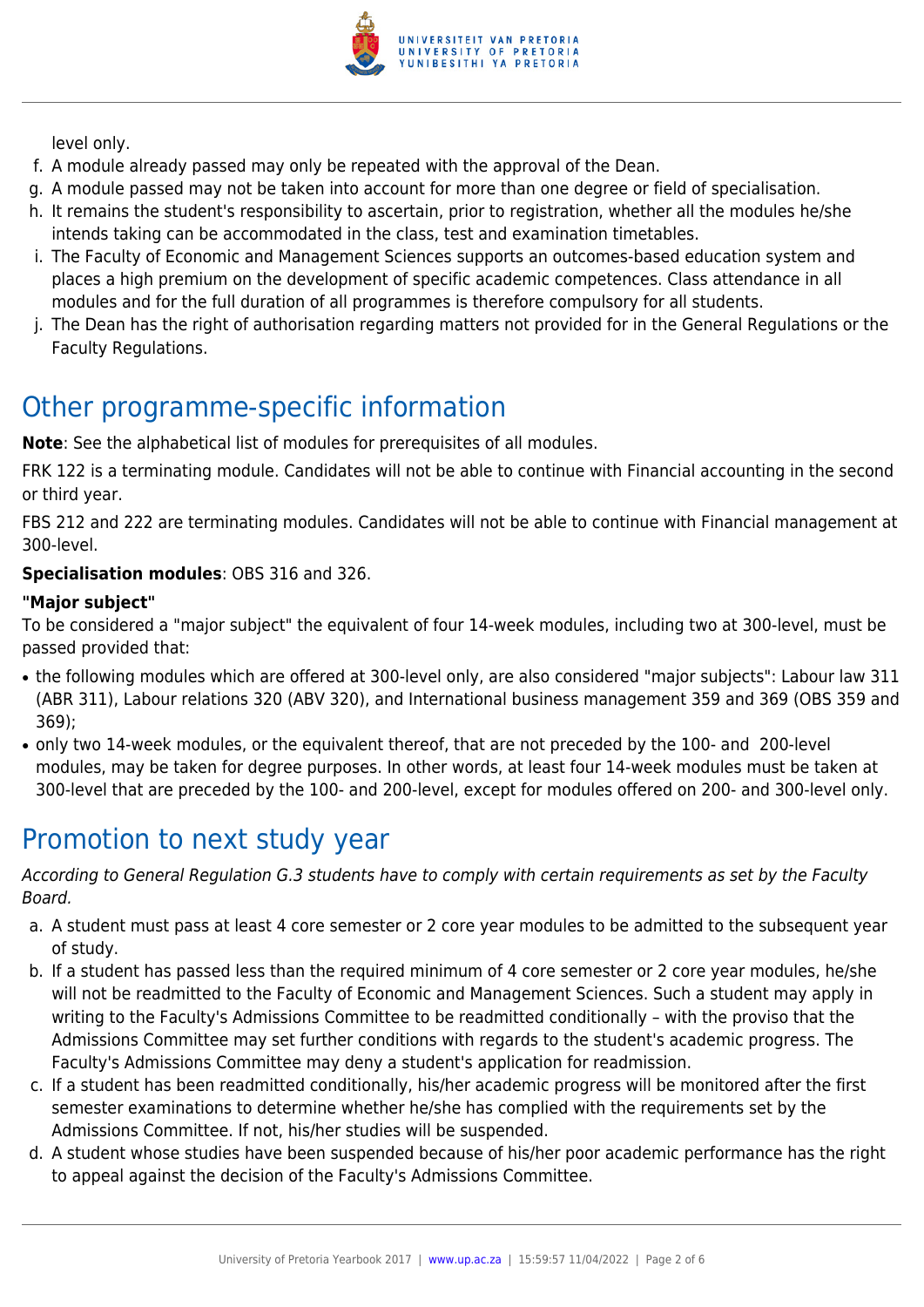level only.

f. A module already passed may only be repeated with the approval of the Dean.
g. A module passed may not be taken into account for more than one degree or field of specialisation.
h. It remains the student's responsibility to ascertain, prior to registration, whether all the modules he/she intends taking can be accommodated in the class, test and examination timetables.
i. The Faculty of Economic and Management Sciences supports an outcomes-based education system and places a high premium on the development of specific academic competences. Class attendance in all modules and for the full duration of all programmes is therefore compulsory for all students.
j. The Dean has the right of authorisation regarding matters not provided for in the General Regulations or the Faculty Regulations.

# Other programme-specific information

**Note**: See the alphabetical list of modules for prerequisites of all modules.

FRK 122 is a terminating module. Candidates will not be able to continue with Financial accounting in the second or third year.

FBS 212 and 222 are terminating modules. Candidates will not be able to continue with Financial management at 300-level.

**Specialisation modules**: OBS 316 and 326.

**"Major subject"**

To be considered a "major subject" the equivalent of four 14-week modules, including two at 300-level, must be passed provided that:

- the following modules which are offered at 300-level only, are also considered "major subjects": Labour law 311 (ABR 311), Labour relations 320 (ABV 320), and International business management 359 and 369 (OBS 359 and 369);
- only two 14-week modules, or the equivalent thereof, that are not preceded by the 100- and 200-level modules, may be taken for degree purposes. In other words, at least four 14-week modules must be taken at 300-level that are preceded by the 100- and 200-level, except for modules offered on 200- and 300-level only.

# Promotion to next study year

*According to General Regulation G.3 students have to comply with certain requirements as set by the Faculty Board.*

a. A student must pass at least 4 core semester or 2 core year modules to be admitted to the subsequent year of study.
b. If a student has passed less than the required minimum of 4 core semester or 2 core year modules, he/she will not be readmitted to the Faculty of Economic and Management Sciences. Such a student may apply in writing to the Faculty's Admissions Committee to be readmitted conditionally – with the proviso that the Admissions Committee may set further conditions with regards to the student's academic progress. The Faculty's Admissions Committee may deny a student's application for readmission.
c. If a student has been readmitted conditionally, his/her academic progress will be monitored after the first semester examinations to determine whether he/she has complied with the requirements set by the Admissions Committee. If not, his/her studies will be suspended.
d. A student whose studies have been suspended because of his/her poor academic performance has the right to appeal against the decision of the Faculty's Admissions Committee.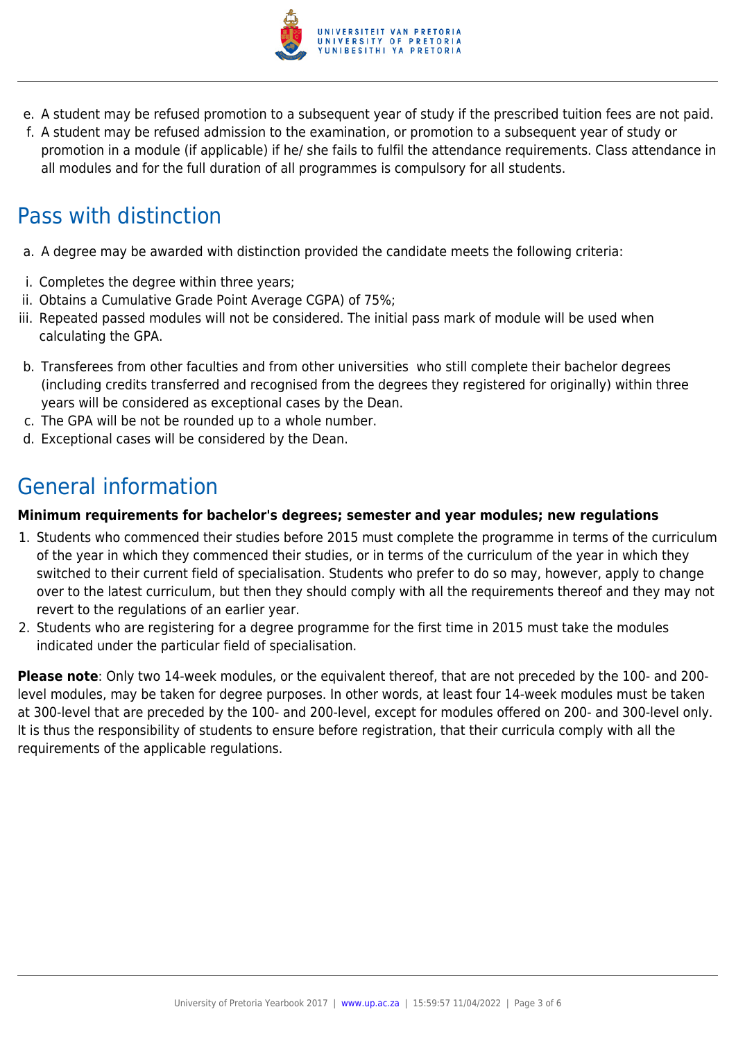e. A student may be refused promotion to a subsequent year of study if the prescribed tuition fees are not paid.
f. A student may be refused admission to the examination, or promotion to a subsequent year of study or promotion in a module (if applicable) if he/ she fails to fulfil the attendance requirements. Class attendance in all modules and for the full duration of all programmes is compulsory for all students.

## Pass with distinction

a. A degree may be awarded with distinction provided the candidate meets the following criteria:

i. Completes the degree within three years;
ii. Obtains a Cumulative Grade Point Average CGPA) of 75%;
iii. Repeated passed modules will not be considered. The initial pass mark of module will be used when calculating the GPA.

b. Transferees from other faculties and from other universities who still complete their bachelor degrees (including credits transferred and recognised from the degrees they registered for originally) within three years will be considered as exceptional cases by the Dean.
c. The GPA will be not be rounded up to a whole number.
d. Exceptional cases will be considered by the Dean.

## General information

**Minimum requirements for bachelor's degrees; semester and year modules; new regulations**

1. Students who commenced their studies before 2015 must complete the programme in terms of the curriculum of the year in which they commenced their studies, or in terms of the curriculum of the year in which they switched to their current field of specialisation. Students who prefer to do so may, however, apply to change over to the latest curriculum, but then they should comply with all the requirements thereof and they may not revert to the regulations of an earlier year.
2. Students who are registering for a degree programme for the first time in 2015 must take the modules indicated under the particular field of specialisation.

**Please note**: Only two 14-week modules, or the equivalent thereof, that are not preceded by the 100- and 200-level modules, may be taken for degree purposes. In other words, at least four 14-week modules must be taken at 300-level that are preceded by the 100- and 200-level, except for modules offered on 200- and 300-level only. It is thus the responsibility of students to ensure before registration, that their curricula comply with all the requirements of the applicable regulations.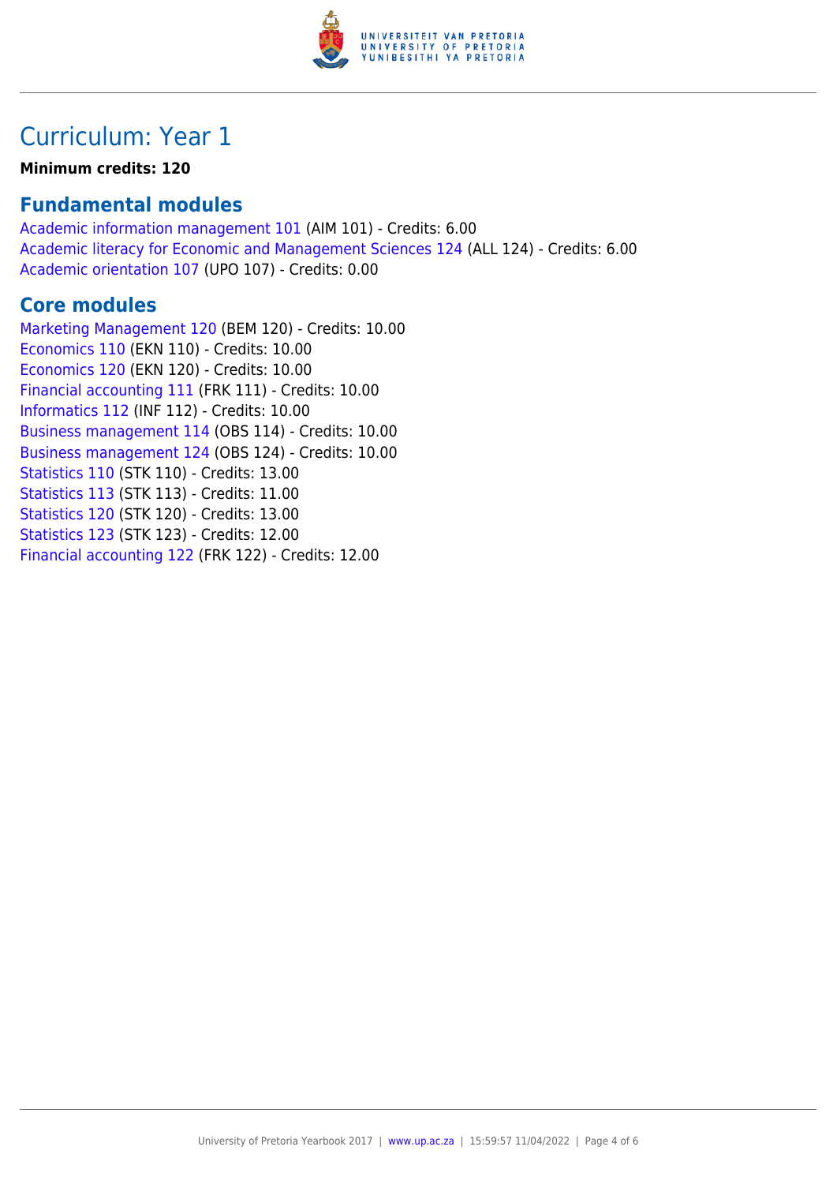# Curriculum: Year 1

**Minimum credits: 120**

## Fundamental modules

Academic information management 101 (AIM 101) - Credits: 6.00
Academic literacy for Economic and Management Sciences 124 (ALL 124) - Credits: 6.00
Academic orientation 107 (UPO 107) - Credits: 0.00

## Core modules

Marketing Management 120 (BEM 120) - Credits: 10.00
Economics 110 (EKN 110) - Credits: 10.00
Economics 120 (EKN 120) - Credits: 10.00
Financial accounting 111 (FRK 111) - Credits: 10.00
Informatics 112 (INF 112) - Credits: 10.00
Business management 114 (OBS 114) - Credits: 10.00
Business management 124 (OBS 124) - Credits: 10.00
Statistics 110 (STK 110) - Credits: 13.00
Statistics 113 (STK 113) - Credits: 11.00
Statistics 120 (STK 120) - Credits: 13.00
Statistics 123 (STK 123) - Credits: 12.00
Financial accounting 122 (FRK 122) - Credits: 12.00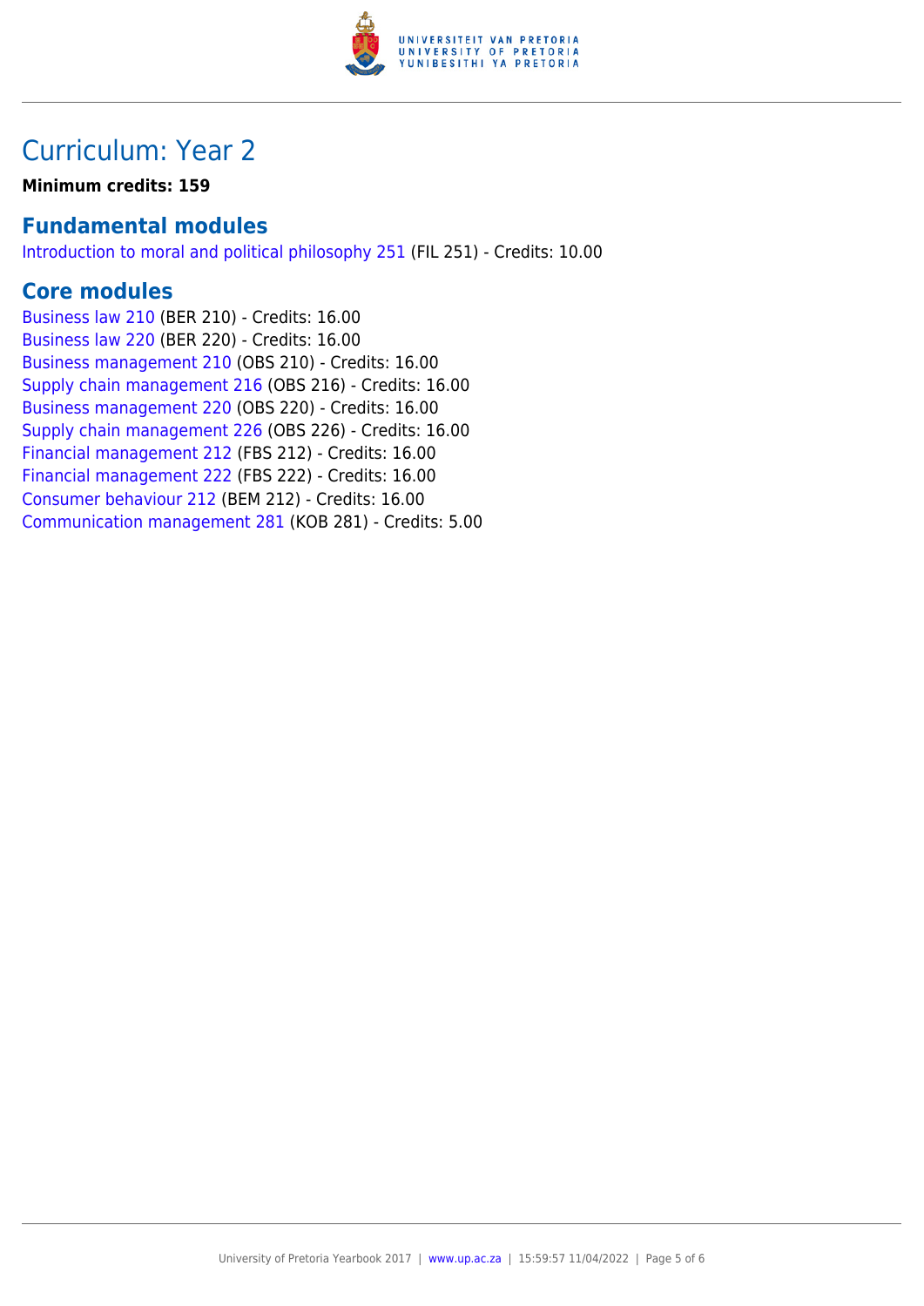# Curriculum: Year 2

**Minimum credits: 159**

## Fundamental modules

Introduction to moral and political philosophy 251 (FIL 251) - Credits: 10.00

## Core modules

Business law 210 (BER 210) - Credits: 16.00
Business law 220 (BER 220) - Credits: 16.00
Business management 210 (OBS 210) - Credits: 16.00
Supply chain management 216 (OBS 216) - Credits: 16.00
Business management 220 (OBS 220) - Credits: 16.00
Supply chain management 226 (OBS 226) - Credits: 16.00
Financial management 212 (FBS 212) - Credits: 16.00
Financial management 222 (FBS 222) - Credits: 16.00
Consumer behaviour 212 (BEM 212) - Credits: 16.00
Communication management 281 (KOB 281) - Credits: 5.00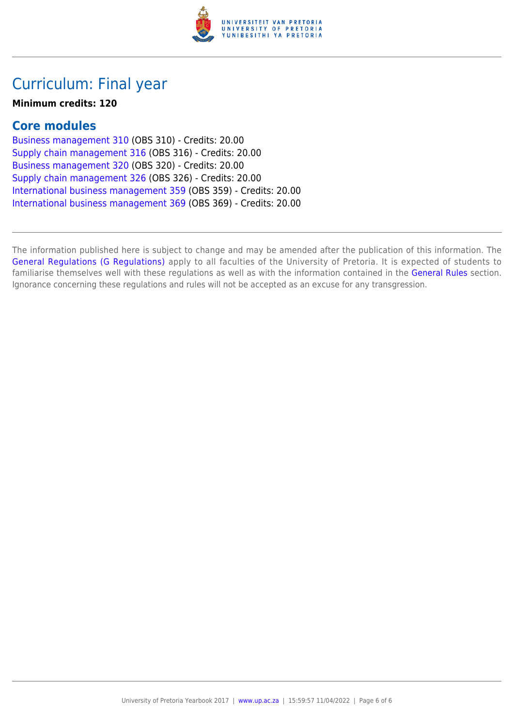## Curriculum: Final year

**Minimum credits: 120**

### Core modules

Business management 310 (OBS 310) - Credits: 20.00
Supply chain management 316 (OBS 316) - Credits: 20.00
Business management 320 (OBS 320) - Credits: 20.00
Supply chain management 326 (OBS 326) - Credits: 20.00
International business management 359 (OBS 359) - Credits: 20.00
International business management 369 (OBS 369) - Credits: 20.00

The information published here is subject to change and may be amended after the publication of this information. The General Regulations (G Regulations) apply to all faculties of the University of Pretoria. It is expected of students to familiarise themselves well with these regulations as well as with the information contained in the General Rules section. Ignorance concerning these regulations and rules will not be accepted as an excuse for any transgression.